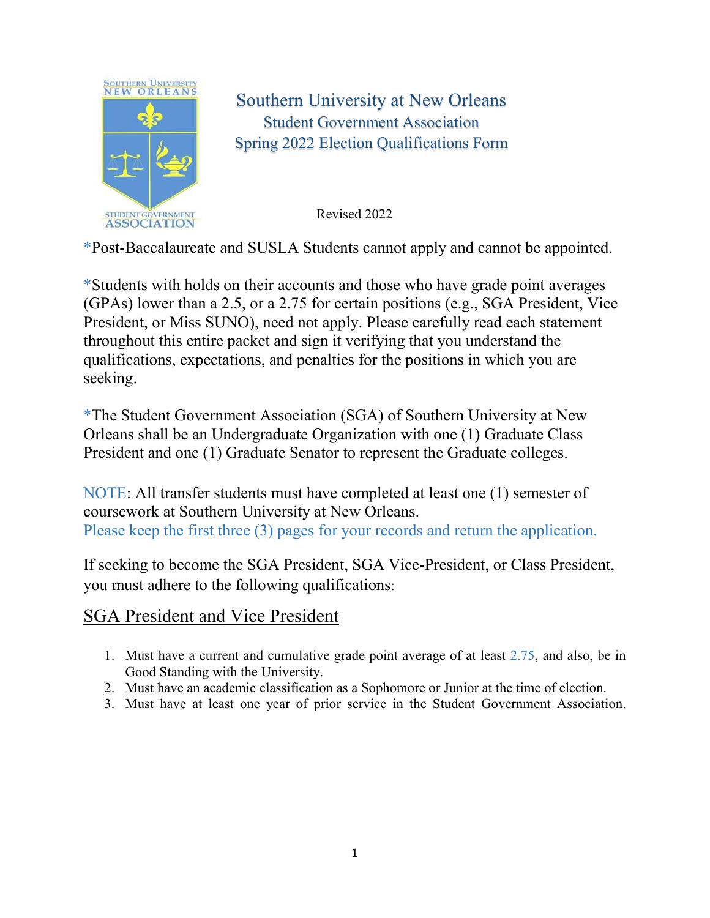# Southern University at New Orleans

## Student Government Association

## Spring 2022 Election Qualifications Form

Revised 2022

*Post-Baccalaureate and SUSLA Students cannot apply and cannot be appointed.

*Students with holds on their accounts and those who have grade point averages (GPAs) lower than a 2.5, or a 2.75 for certain positions (e.g., SGA President, Vice President, or Miss SUNO), need not apply. Please carefully read each statement throughout this entire packet and sign it verifying that you understand the qualifications, expectations, and penalties for the positions in which you are seeking.

*The Student Government Association (SGA) of Southern University at New Orleans shall be an Undergraduate Organization with one (1) Graduate Class President and one (1) Graduate Senator to represent the Graduate colleges.

NOTE: All transfer students must have completed at least one (1) semester of coursework at Southern University at New Orleans.
Please keep the first three (3) pages for your records and return the application.

If seeking to become the SGA President, SGA Vice-President, or Class President, you must adhere to the following qualifications:

## SGA President and Vice President

1. Must have a current and cumulative grade point average of at least 2.75, and also, be in Good Standing with the University.
2. Must have an academic classification as a Sophomore or Junior at the time of election.
3. Must have at least one year of prior service in the Student Government Association.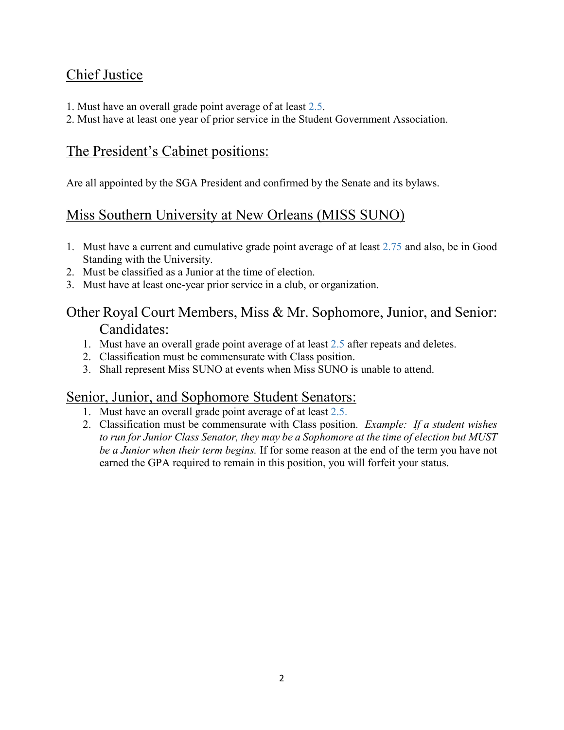## Chief Justice

1. Must have an overall grade point average of at least 2.5.
2. Must have at least one year of prior service in the Student Government Association.

## The President's Cabinet positions:

Are all appointed by the SGA President and confirmed by the Senate and its bylaws.

## Miss Southern University at New Orleans (MISS SUNO)

1. Must have a current and cumulative grade point average of at least 2.75 and also, be in Good Standing with the University.
2. Must be classified as a Junior at the time of election.
3. Must have at least one-year prior service in a club, or organization.

## Other Royal Court Members, Miss & Mr. Sophomore, Junior, and Senior: Candidates:

1. Must have an overall grade point average of at least 2.5 after repeats and deletes.
2. Classification must be commensurate with Class position.
3. Shall represent Miss SUNO at events when Miss SUNO is unable to attend.

## Senior, Junior, and Sophomore Student Senators:

1. Must have an overall grade point average of at least 2.5.
2. Classification must be commensurate with Class position. *Example: If a student wishes to run for Junior Class Senator, they may be a Sophomore at the time of election but MUST be a Junior when their term begins.* If for some reason at the end of the term you have not earned the GPA required to remain in this position, you will forfeit your status.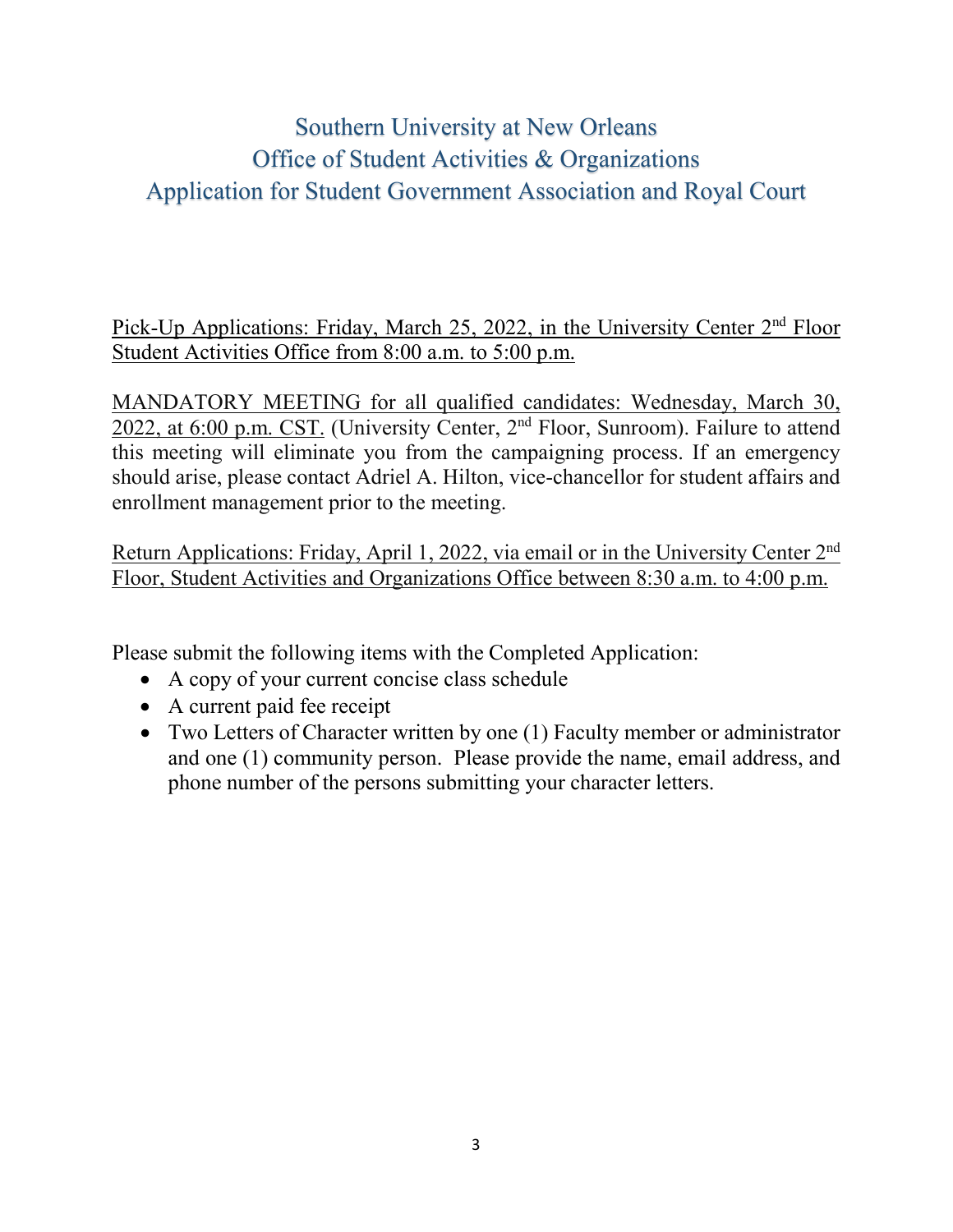# Southern University at New Orleans
## Office of Student Activities & Organizations
## Application for Student Government Association and Royal Court

Pick-Up Applications: Friday, March 25, 2022, in the University Center 2nd Floor Student Activities Office from 8:00 a.m. to 5:00 p.m.

MANDATORY MEETING for all qualified candidates: Wednesday, March 30, 2022, at 6:00 p.m. CST. (University Center, 2nd Floor, Sunroom). Failure to attend this meeting will eliminate you from the campaigning process. If an emergency should arise, please contact Adriel A. Hilton, vice-chancellor for student affairs and enrollment management prior to the meeting.

Return Applications: Friday, April 1, 2022, via email or in the University Center 2nd Floor, Student Activities and Organizations Office between 8:30 a.m. to 4:00 p.m.

Please submit the following items with the Completed Application:

- A copy of your current concise class schedule
- A current paid fee receipt
- Two Letters of Character written by one (1) Faculty member or administrator and one (1) community person. Please provide the name, email address, and phone number of the persons submitting your character letters.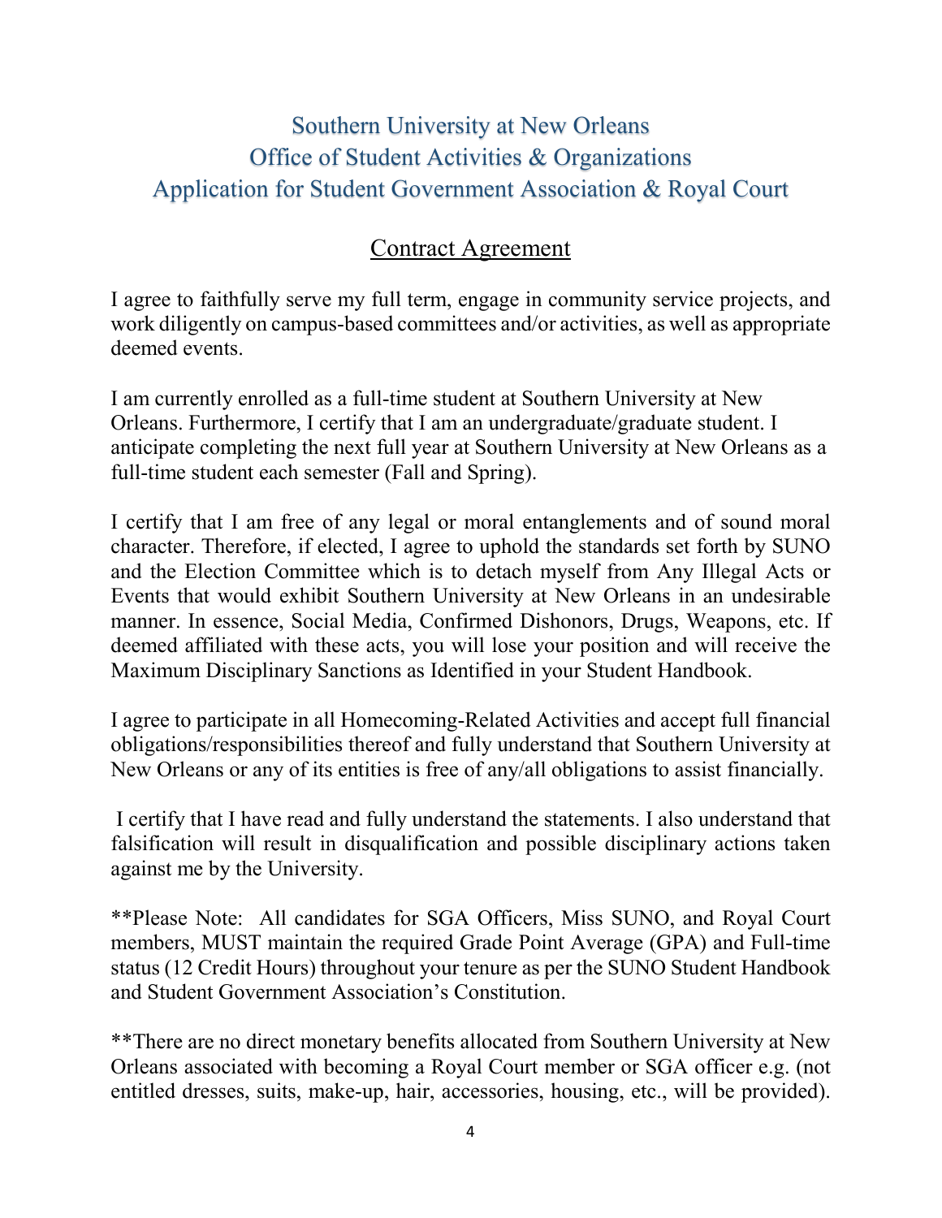# Southern University at New Orleans
# Office of Student Activities & Organizations
# Application for Student Government Association & Royal Court

## Contract Agreement

I agree to faithfully serve my full term, engage in community service projects, and work diligently on campus-based committees and/or activities, as well as appropriate deemed events.

I am currently enrolled as a full-time student at Southern University at New Orleans. Furthermore, I certify that I am an undergraduate/graduate student. I anticipate completing the next full year at Southern University at New Orleans as a full-time student each semester (Fall and Spring).

I certify that I am free of any legal or moral entanglements and of sound moral character. Therefore, if elected, I agree to uphold the standards set forth by SUNO and the Election Committee which is to detach myself from Any Illegal Acts or Events that would exhibit Southern University at New Orleans in an undesirable manner. In essence, Social Media, Confirmed Dishonors, Drugs, Weapons, etc. If deemed affiliated with these acts, you will lose your position and will receive the Maximum Disciplinary Sanctions as Identified in your Student Handbook.

I agree to participate in all Homecoming-Related Activities and accept full financial obligations/responsibilities thereof and fully understand that Southern University at New Orleans or any of its entities is free of any/all obligations to assist financially.

I certify that I have read and fully understand the statements. I also understand that falsification will result in disqualification and possible disciplinary actions taken against me by the University.

**Please Note: All candidates for SGA Officers, Miss SUNO, and Royal Court members, MUST maintain the required Grade Point Average (GPA) and Full-time status (12 Credit Hours) throughout your tenure as per the SUNO Student Handbook and Student Government Association's Constitution.

**There are no direct monetary benefits allocated from Southern University at New Orleans associated with becoming a Royal Court member or SGA officer e.g. (not entitled dresses, suits, make-up, hair, accessories, housing, etc., will be provided).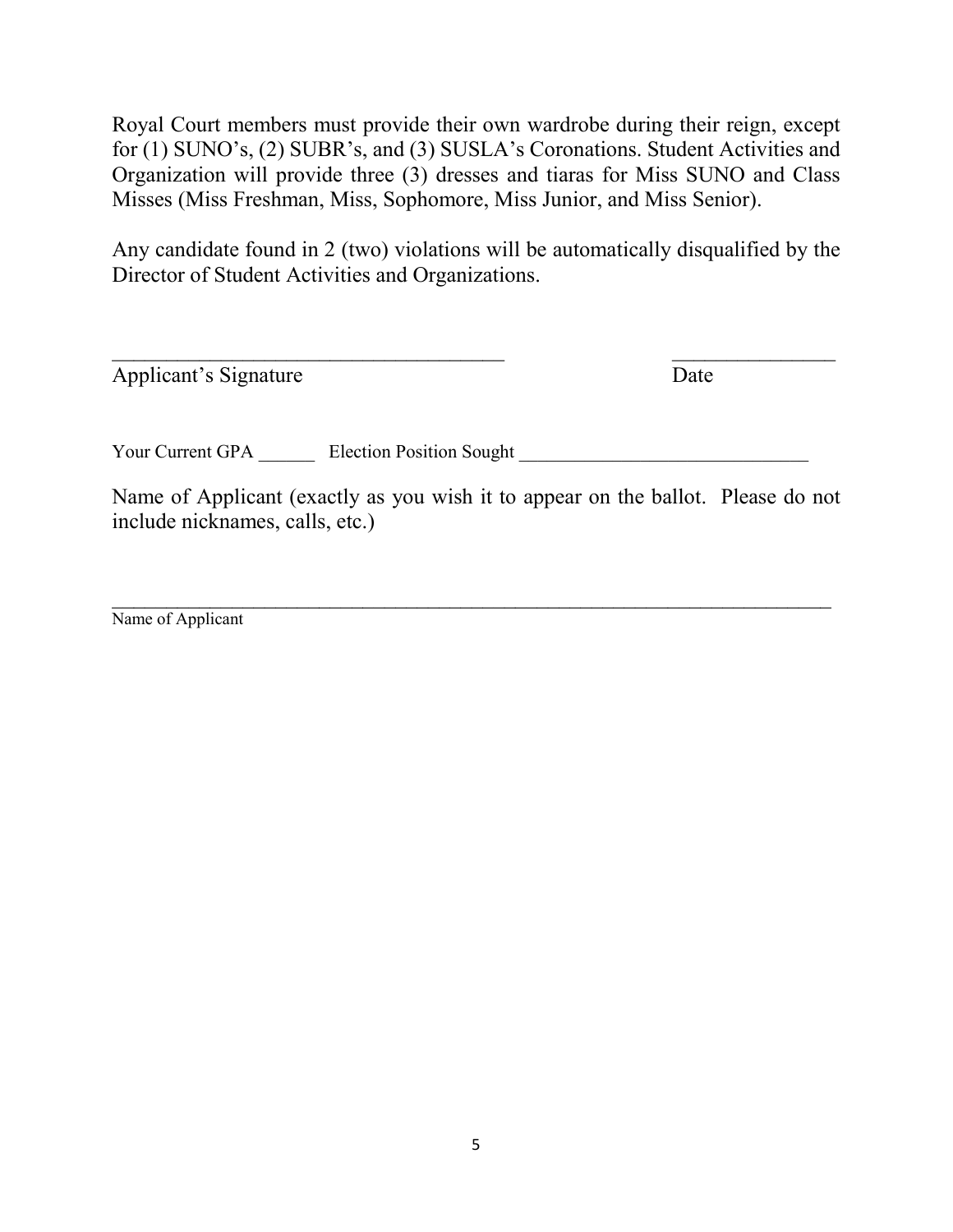Royal Court members must provide their own wardrobe during their reign, except for (1) SUNO's, (2) SUBR's, and (3) SUSLA's Coronations. Student Activities and Organization will provide three (3) dresses and tiaras for Miss SUNO and Class Misses (Miss Freshman, Miss, Sophomore, Miss Junior, and Miss Senior).

Any candidate found in 2 (two) violations will be automatically disqualified by the Director of Student Activities and Organizations.

_______________________________________ _______________

Applicant's Signature Date

Your Current GPA ______ Election Position Sought _______________________________

Name of Applicant (exactly as you wish it to appear on the ballot. Please do not include nicknames, calls, etc.)

___________________________________________________________________________

Name of Applicant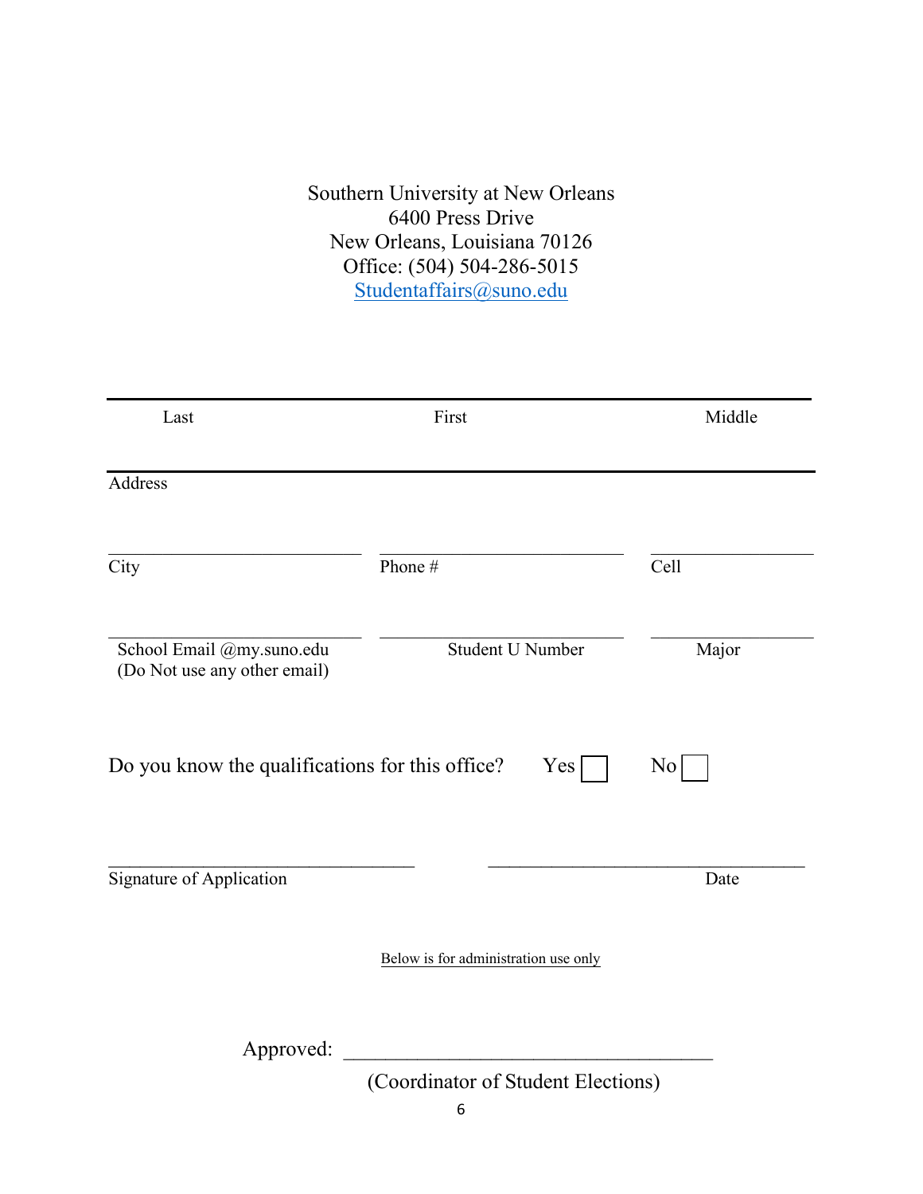Southern University at New Orleans
6400 Press Drive
New Orleans, Louisiana 70126
Office: (504) 504-286-5015
Studentaffairs@suno.edu

---

Last First Middle

---

Address

_______________ _______________ _______________
City Phone # Cell

_______________ _______________ _______________
School Email @my.suno.edu (Do Not use any other email) Student U Number Major

Do you know the qualifications for this office? Yes ☐ No ☐

_________________________________ _________________________________
Signature of Application Date

Below is for administration use only

Approved: ___________________________________
(Coordinator of Student Elections)